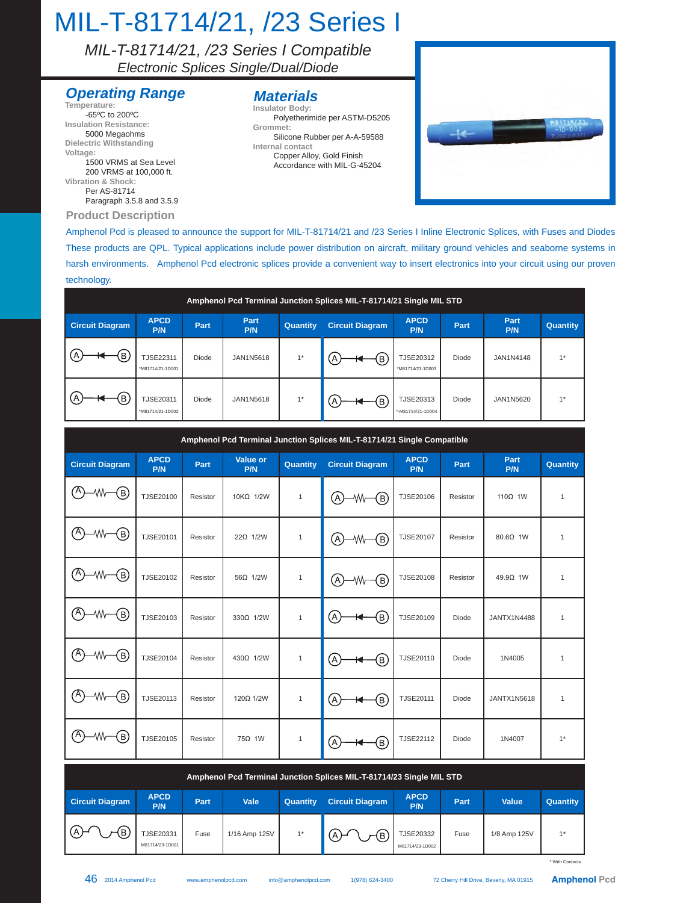# MIL-T-81714/21, /23 Series I

*MIL-T-81714/21, /23 Series I Compatible*
*Electronic Splices Single/Dual/Diode*

## Operating Range

**Temperature:**
-65ºC to 200ºC

**Insulation Resistance:**
5000 Megaohms

**Dielectric Withstanding Voltage:**
1500 VRMS at Sea Level
200 VRMS at 100,000 ft.

**Vibration & Shock:**
Per AS-81714
Paragraph 3.5.8 and 3.5.9

## Materials

**Insulator Body:**
Polyetherimide per ASTM-D5205

**Grommet:**
Silicone Rubber per A-A-59588

**Internal contact**
Copper Alloy, Gold Finish
Accordance with MIL-G-45204

## Product Description

Amphenol Pcd is pleased to announce the support for MIL-T-81714/21 and /23 Series I Inline Electronic Splices, with Fuses and Diodes These products are QPL. Typical applications include power distribution on aircraft, military ground vehicles and seaborne systems in harsh environments. Amphenol Pcd electronic splices provide a convenient way to insert electronics into your circuit using our proven technology.

**Amphenol Pcd Terminal Junction Splices MIL-T-81714/21 Single MIL STD**

| Circuit Diagram | APCD P/N | Part | Part P/N | Quantity | Circuit Diagram | APCD P/N | Part | Part P/N | Quantity |
|---|---|---|---|---|---|---|---|---|---|
| A —◄— B | TJSE22311 *M81714/21-1D001 | Diode | JAN1N5618 | 1* | A —◄— B | TJSE20312 *M81714/21-1D003 | Diode | JAN1N4148 | 1* |
| A —◄— B | TJSE20311 *M81714/21-1D002 | Diode | JAN1N5618 | 1* | A —◄— B | TJSE20313 *-M81714/21-1D004 | Diode | JAN1N5620 | 1* |

**Amphenol Pcd Terminal Junction Splices MIL-T-81714/21 Single Compatible**

| Circuit Diagram | APCD P/N | Part | Value or P/N | Quantity | Circuit Diagram | APCD P/N | Part | Part P/N | Quantity |
|---|---|---|---|---|---|---|---|---|---|
| A —W— B | TJSE20100 | Resistor | 10KΩ 1/2W | 1 | A —W— B | TJSE20106 | Resistor | 110Ω 1W | 1 |
| A —W— B | TJSE20101 | Resistor | 22Ω 1/2W | 1 | A —W— B | TJSE20107 | Resistor | 80.6Ω 1W | 1 |
| A —W— B | TJSE20102 | Resistor | 56Ω 1/2W | 1 | A —W— B | TJSE20108 | Resistor | 49.9Ω 1W | 1 |
| A —W— B | TJSE20103 | Resistor | 330Ω 1/2W | 1 | A —◄— B | TJSE20109 | Diode | JANTX1N4488 | 1 |
| A —W— B | TJSE20104 | Resistor | 430Ω 1/2W | 1 | A —◄— B | TJSE20110 | Diode | 1N4005 | 1 |
| A —W— B | TJSE20113 | Resistor | 120Ω 1/2W | 1 | A —◄— B | TJSE20111 | Diode | JANTX1N5618 | 1 |
| A —W— B | TJSE20105 | Resistor | 75Ω 1W | 1 | A —◄— B | TJSE22112 | Diode | 1N4007 | 1* |

**Amphenol Pcd Terminal Junction Splices MIL-T-81714/23 Single MIL STD**

| Circuit Diagram | APCD P/N | Part | Vale | Quantity | Circuit Diagram | APCD P/N | Part | Value | Quantity |
|---|---|---|---|---|---|---|---|---|---|
| A —∿— B | TJSE20331 M81714/23-1D001 | Fuse | 1/16 Amp 125V | 1* | A —∿— B | TJSE20332 M81714/23-1D002 | Fuse | 1/8 Amp 125V | 1* |

\* With Contacts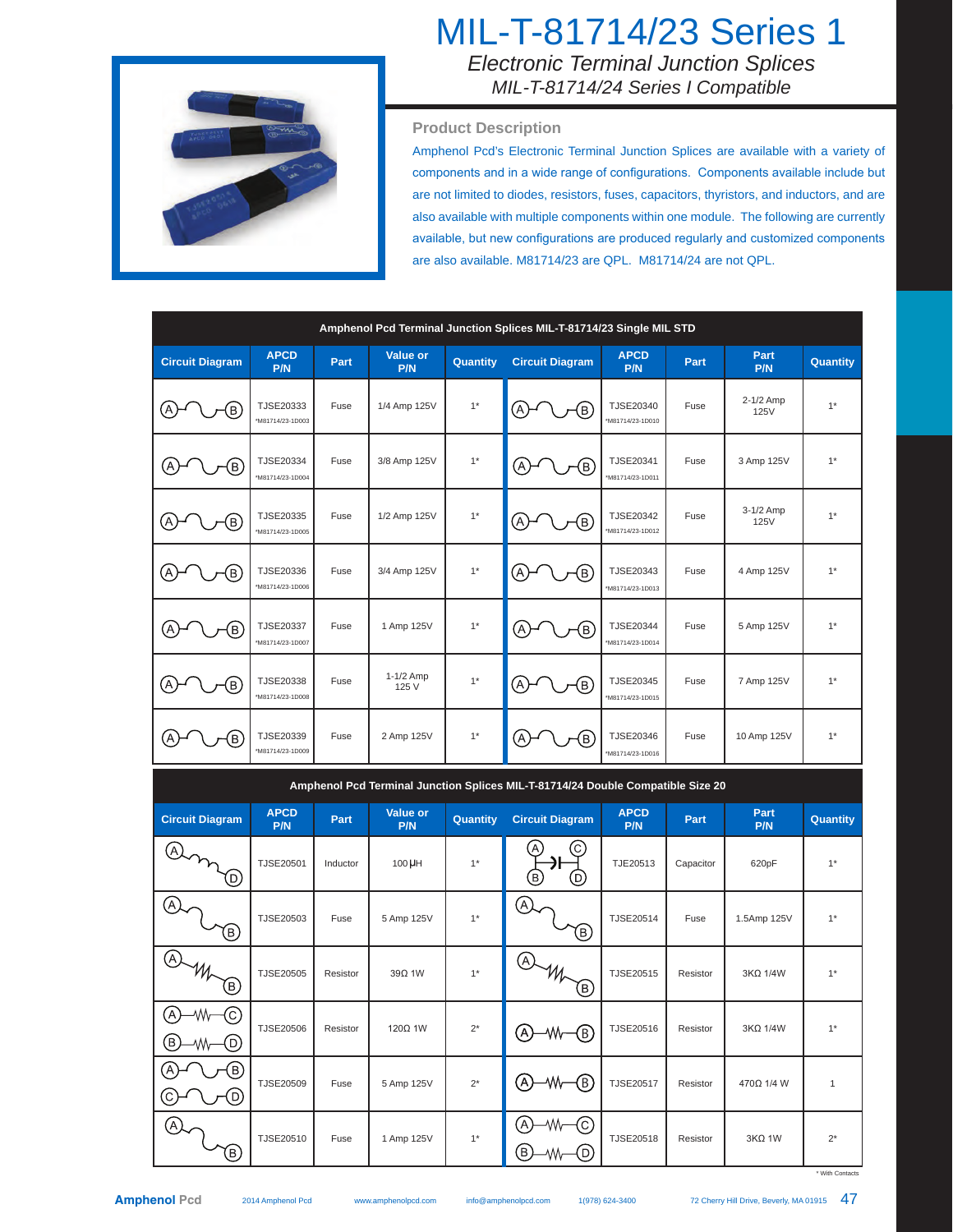# MIL-T-81714/23 Series 1

*Electronic Terminal Junction Splices*

*MIL-T-81714/24 Series I Compatible*

## Product Description

Amphenol Pcd's Electronic Terminal Junction Splices are available with a variety of components and in a wide range of configurations. Components available include but are not limited to diodes, resistors, fuses, capacitors, thyristors, and inductors, and are also available with multiple components within one module. The following are currently available, but new configurations are produced regularly and customized components are also available. M81714/23 are QPL. M81714/24 are not QPL.

**Amphenol Pcd Terminal Junction Splices MIL-T-81714/23 Single MIL STD**

| Circuit Diagram | APCD P/N | Part | Value or P/N | Quantity | Circuit Diagram | APCD P/N | Part | Part P/N | Quantity |
|---|---|---|---|---|---|---|---|---|---|
| A–fuse–B | TJSE20333 *M81714/23-1D003 | Fuse | 1/4 Amp 125V | 1* | A–fuse–B | TJSE20340 *M81714/23-1D010 | Fuse | 2-1/2 Amp 125V | 1* |
| A–fuse–B | TJSE20334 *M81714/23-1D004 | Fuse | 3/8 Amp 125V | 1* | A–fuse–B | TJSE20341 *M81714/23-1D011 | Fuse | 3 Amp 125V | 1* |
| A–fuse–B | TJSE20335 *M81714/23-1D005 | Fuse | 1/2 Amp 125V | 1* | A–fuse–B | TJSE20342 *M81714/23-1D012 | Fuse | 3-1/2 Amp 125V | 1* |
| A–fuse–B | TJSE20336 *M81714/23-1D006 | Fuse | 3/4 Amp 125V | 1* | A–fuse–B | TJSE20343 *M81714/23-1D013 | Fuse | 4 Amp 125V | 1* |
| A–fuse–B | TJSE20337 *M81714/23-1D007 | Fuse | 1 Amp 125V | 1* | A–fuse–B | TJSE20344 *M81714/23-1D014 | Fuse | 5 Amp 125V | 1* |
| A–fuse–B | TJSE20338 *M81714/23-1D008 | Fuse | 1-1/2 Amp 125 V | 1* | A–fuse–B | TJSE20345 *M81714/23-1D015 | Fuse | 7 Amp 125V | 1* |
| A–fuse–B | TJSE20339 *M81714/23-1D009 | Fuse | 2 Amp 125V | 1* | A–fuse–B | TJSE20346 *M81714/23-1D016 | Fuse | 10 Amp 125V | 1* |

**Amphenol Pcd Terminal Junction Splices MIL-T-81714/24 Double Compatible Size 20**

| Circuit Diagram | APCD P/N | Part | Value or P/N | Quantity | Circuit Diagram | APCD P/N | Part | Part P/N | Quantity |
|---|---|---|---|---|---|---|---|---|---|
| A–inductor–D | TJSE20501 | Inductor | 100 µH | 1* | A, B –capacitor– C, D | TJE20513 | Capacitor | 620pF | 1* |
| A–fuse–B | TJSE20503 | Fuse | 5 Amp 125V | 1* | A–fuse–B | TJSE20514 | Fuse | 1.5Amp 125V | 1* |
| A–resistor–B | TJSE20505 | Resistor | 39Ω 1W | 1* | A–resistor–B | TJSE20515 | Resistor | 3KΩ 1/4W | 1* |
| A–resistor–C, B–resistor–D | TJSE20506 | Resistor | 120Ω 1W | 2* | A–resistor–B | TJSE20516 | Resistor | 3KΩ 1/4W | 1* |
| A–fuse–B, C–fuse–D | TJSE20509 | Fuse | 5 Amp 125V | 2* | A–resistor–B | TJSE20517 | Resistor | 470Ω 1/4 W | 1 |
| A–fuse–B | TJSE20510 | Fuse | 1 Amp 125V | 1* | A–resistor–C, B–resistor–D | TJSE20518 | Resistor | 3KΩ 1W | 2* |

\* With Contacts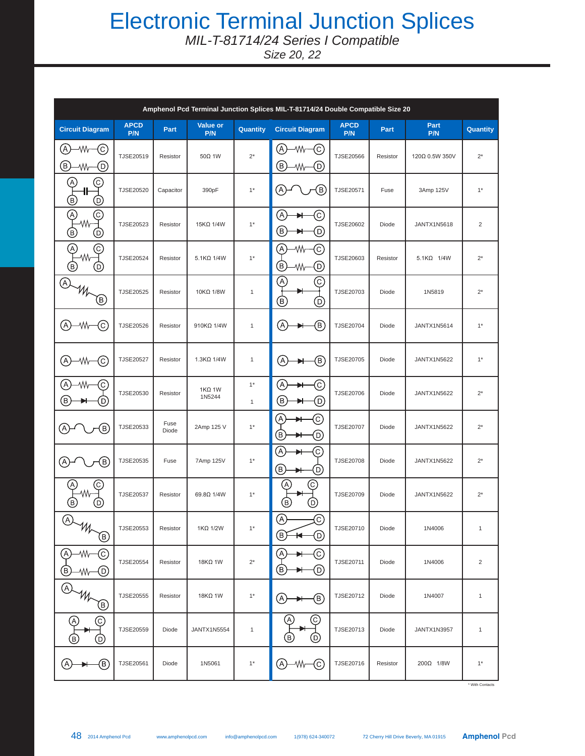# Electronic Terminal Junction Splices

*MIL-T-81714/24 Series I Compatible*

*Size 20, 22*

| Amphenol Pcd Terminal Junction Splices MIL-T-81714/24 Double Compatible Size 20 | | | | | | | | | |
|---|---|---|---|---|---|---|---|---|---|
| **Circuit Diagram** | **APCD P/N** | **Part** | **Value or P/N** | **Quantity** | **Circuit Diagram** | **APCD P/N** | **Part** | **Part P/N** | **Quantity** |
| | TJSE20519 | Resistor | 50Ω 1W | 2* | | TJSE20566 | Resistor | 120Ω 0.5W 350V | 2* |
| | TJSE20520 | Capacitor | 390pF | 1* | | TJSE20571 | Fuse | 3Amp 125V | 1* |
| | TJSE20523 | Resistor | 15KΩ 1/4W | 1* | | TJSE20602 | Diode | JANTX1N5618 | 2 |
| | TJSE20524 | Resistor | 5.1KΩ 1/4W | 1* | | TJSE20603 | Resistor | 5.1KΩ 1/4W | 2* |
| | TJSE20525 | Resistor | 10KΩ 1/8W | 1 | | TJSE20703 | Diode | 1N5819 | 2* |
| | TJSE20526 | Resistor | 910KΩ 1/4W | 1 | | TJSE20704 | Diode | JANTX1N5614 | 1* |
| | TJSE20527 | Resistor | 1.3KΩ 1/4W | 1 | | TJSE20705 | Diode | JANTX1N5622 | 1* |
| | TJSE20530 | Resistor | 1KΩ 1W 1N5244 | 1* 1 | | TJSE20706 | Diode | JANTX1N5622 | 2* |
| | TJSE20533 | Fuse Diode | 2Amp 125 V | 1* | | TJSE20707 | Diode | JANTX1N5622 | 2* |
| | TJSE20535 | Fuse | 7Amp 125V | 1* | | TJSE20708 | Diode | JANTX1N5622 | 2* |
| | TJSE20537 | Resistor | 69.8Ω 1/4W | 1* | | TJSE20709 | Diode | JANTX1N5622 | 2* |
| | TJSE20553 | Resistor | 1KΩ 1/2W | 1* | | TJSE20710 | Diode | 1N4006 | 1 |
| | TJSE20554 | Resistor | 18KΩ 1W | 2* | | TJSE20711 | Diode | 1N4006 | 2 |
| | TJSE20555 | Resistor | 18KΩ 1W | 1* | | TJSE20712 | Diode | 1N4007 | 1 |
| | TJSE20559 | Diode | JANTX1N5554 | 1 | | TJSE20713 | Diode | JANTX1N3957 | 1 |
| | TJSE20561 | Diode | 1N5061 | 1* | | TJSE20716 | Resistor | 200Ω 1/8W | 1* |

* With Contacts

2014 Amphenol Pcd www.amphenolpcd.com info@amphenolpcd.com 1(978) 624-340072 72 Cherry Hill Drive Beverly, MA 01915 **Amphenol Pcd**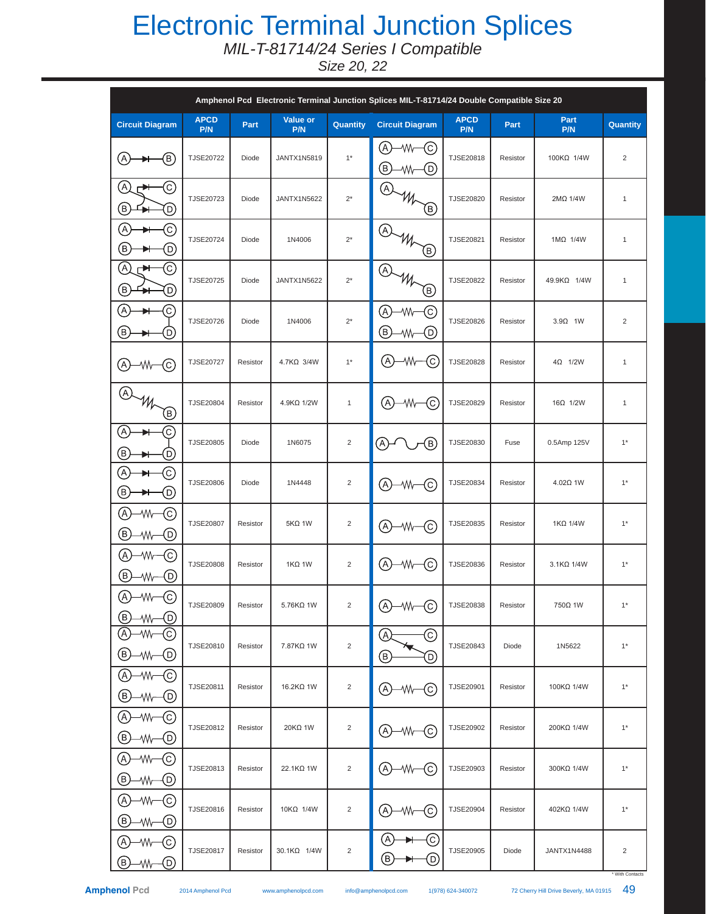# Electronic Terminal Junction Splices

*MIL-T-81714/24 Series I Compatible*

*Size 20, 22*

| Amphenol Pcd Electronic Terminal Junction Splices MIL-T-81714/24 Double Compatible Size 20 | | | | | | | | | |
|---|---|---|---|---|---|---|---|---|---|
| Circuit Diagram | APCD P/N | Part | Value or P/N | Quantity | Circuit Diagram | APCD P/N | Part | Part P/N | Quantity |
| | TJSE20722 | Diode | JANTX1N5819 | 1* | | TJSE20818 | Resistor | 100KΩ 1/4W | 2 |
| | TJSE20723 | Diode | JANTX1N5622 | 2* | | TJSE20820 | Resistor | 2MΩ 1/4W | 1 |
| | TJSE20724 | Diode | 1N4006 | 2* | | TJSE20821 | Resistor | 1MΩ 1/4W | 1 |
| | TJSE20725 | Diode | JANTX1N5622 | 2* | | TJSE20822 | Resistor | 49.9KΩ 1/4W | 1 |
| | TJSE20726 | Diode | 1N4006 | 2* | | TJSE20826 | Resistor | 3.9Ω 1W | 2 |
| | TJSE20727 | Resistor | 4.7KΩ 3/4W | 1* | | TJSE20828 | Resistor | 4Ω 1/2W | 1 |
| | TJSE20804 | Resistor | 4.9KΩ 1/2W | 1 | | TJSE20829 | Resistor | 16Ω 1/2W | 1 |
| | TJSE20805 | Diode | 1N6075 | 2 | | TJSE20830 | Fuse | 0.5Amp 125V | 1* |
| | TJSE20806 | Diode | 1N4448 | 2 | | TJSE20834 | Resistor | 4.02Ω 1W | 1* |
| | TJSE20807 | Resistor | 5KΩ 1W | 2 | | TJSE20835 | Resistor | 1KΩ 1/4W | 1* |
| | TJSE20808 | Resistor | 1KΩ 1W | 2 | | TJSE20836 | Resistor | 3.1KΩ 1/4W | 1* |
| | TJSE20809 | Resistor | 5.76KΩ 1W | 2 | | TJSE20838 | Resistor | 750Ω 1W | 1* |
| | TJSE20810 | Resistor | 7.87KΩ 1W | 2 | | TJSE20843 | Diode | 1N5622 | 1* |
| | TJSE20811 | Resistor | 16.2KΩ 1W | 2 | | TJSE20901 | Resistor | 100KΩ 1/4W | 1* |
| | TJSE20812 | Resistor | 20KΩ 1W | 2 | | TJSE20902 | Resistor | 200KΩ 1/4W | 1* |
| | TJSE20813 | Resistor | 22.1KΩ 1W | 2 | | TJSE20903 | Resistor | 300KΩ 1/4W | 1* |
| | TJSE20816 | Resistor | 10KΩ 1/4W | 2 | | TJSE20904 | Resistor | 402KΩ 1/4W | 1* |
| | TJSE20817 | Resistor | 30.1KΩ 1/4W | 2 | | TJSE20905 | Diode | JANTX1N4488 | 2 |

* With Contacts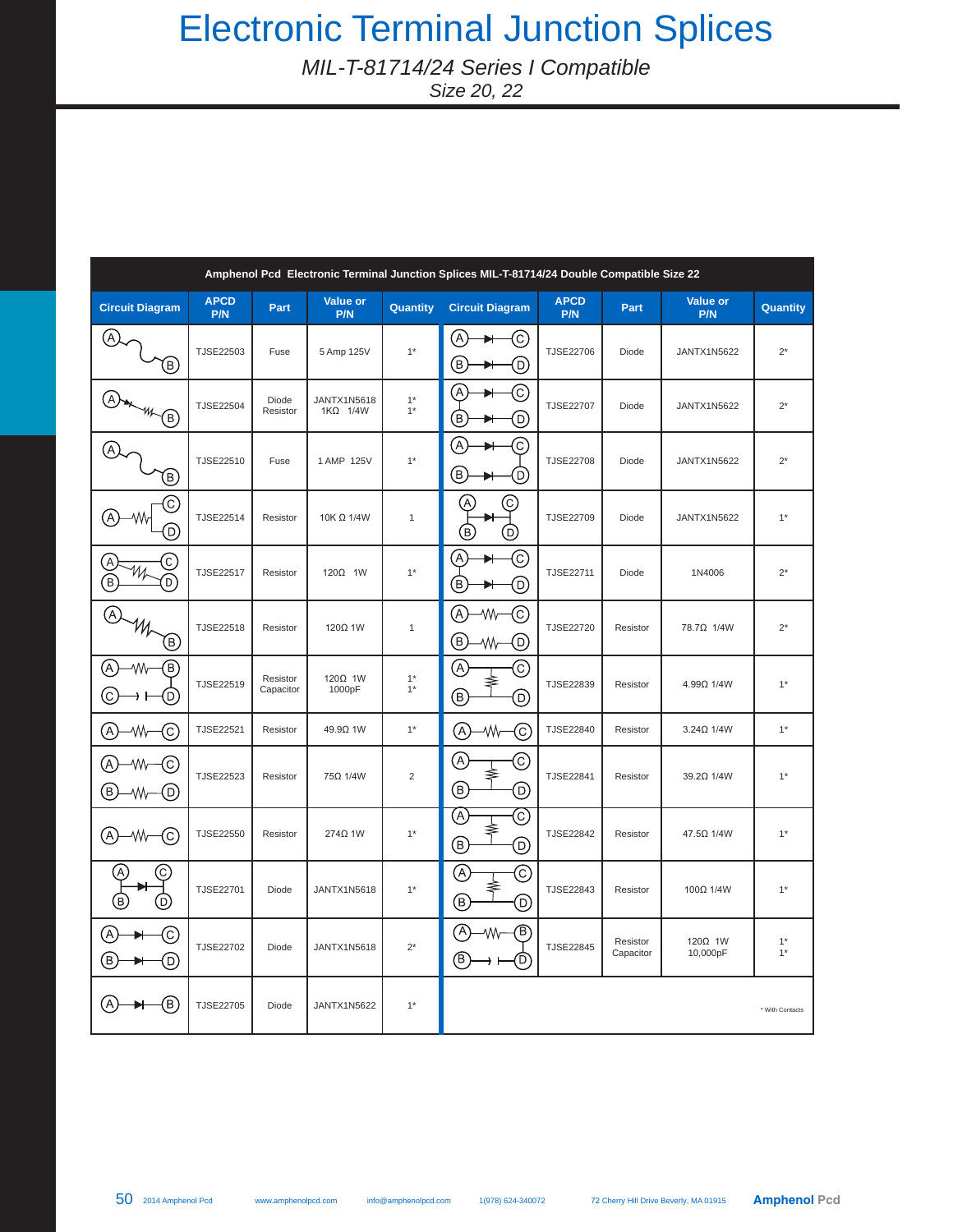# Electronic Terminal Junction Splices

*MIL-T-81714/24 Series I Compatible*

*Size 20, 22*

**Amphenol Pcd Electronic Terminal Junction Splices MIL-T-81714/24 Double Compatible Size 22**

| Circuit Diagram | APCD P/N | Part | Value or P/N | Quantity | Circuit Diagram | APCD P/N | Part | Value or P/N | Quantity |
|---|---|---|---|---|---|---|---|---|---|
| | TJSE22503 | Fuse | 5 Amp 125V | 1* | | TJSE22706 | Diode | JANTX1N5622 | 2* |
| | TJSE22504 | Diode Resistor | JANTX1N5618 1KΩ 1/4W | 1* 1* | | TJSE22707 | Diode | JANTX1N5622 | 2* |
| | TJSE22510 | Fuse | 1 AMP 125V | 1* | | TJSE22708 | Diode | JANTX1N5622 | 2* |
| | TJSE22514 | Resistor | 10K Ω 1/4W | 1 | | TJSE22709 | Diode | JANTX1N5622 | 1* |
| | TJSE22517 | Resistor | 120Ω 1W | 1* | | TJSE22711 | Diode | 1N4006 | 2* |
| | TJSE22518 | Resistor | 120Ω 1W | 1 | | TJSE22720 | Resistor | 78.7Ω 1/4W | 2* |
| | TJSE22519 | Resistor Capacitor | 120Ω 1W 1000pF | 1* 1* | | TJSE22839 | Resistor | 4.99Ω 1/4W | 1* |
| | TJSE22521 | Resistor | 49.9Ω 1W | 1* | | TJSE22840 | Resistor | 3.24Ω 1/4W | 1* |
| | TJSE22523 | Resistor | 75Ω 1/4W | 2 | | TJSE22841 | Resistor | 39.2Ω 1/4W | 1* |
| | TJSE22550 | Resistor | 274Ω 1W | 1* | | TJSE22842 | Resistor | 47.5Ω 1/4W | 1* |
| | TJSE22701 | Diode | JANTX1N5618 | 1* | | TJSE22843 | Resistor | 100Ω 1/4W | 1* |
| | TJSE22702 | Diode | JANTX1N5618 | 2* | | TJSE22845 | Resistor Capacitor | 120Ω 1W 10,000pF | 1* 1* |
| | TJSE22705 | Diode | JANTX1N5622 | 1* | | | | | |

\* With Contacts